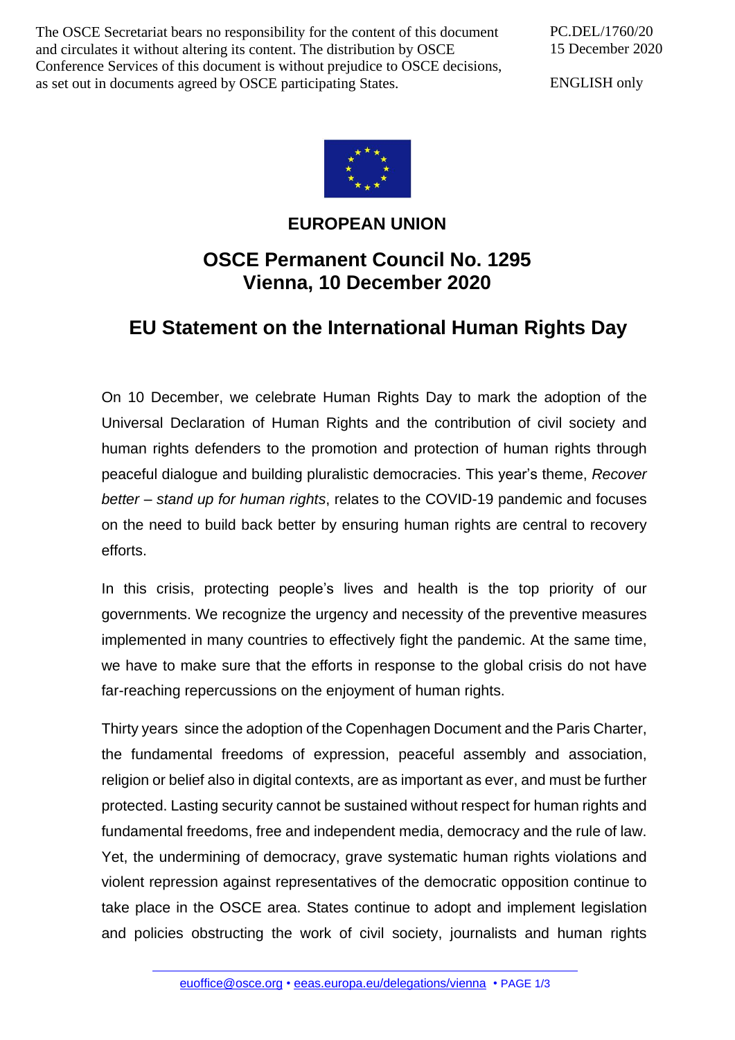The OSCE Secretariat bears no responsibility for the content of this document and circulates it without altering its content. The distribution by OSCE Conference Services of this document is without prejudice to OSCE decisions, as set out in documents agreed by OSCE participating States.

PC.DEL/1760/20
15 December 2020

ENGLISH only

**EUROPEAN UNION**

## OSCE Permanent Council No. 1295
## Vienna, 10 December 2020

# EU Statement on the International Human Rights Day

On 10 December, we celebrate Human Rights Day to mark the adoption of the Universal Declaration of Human Rights and the contribution of civil society and human rights defenders to the promotion and protection of human rights through peaceful dialogue and building pluralistic democracies. This year's theme, *Recover better – stand up for human rights*, relates to the COVID-19 pandemic and focuses on the need to build back better by ensuring human rights are central to recovery efforts.

In this crisis, protecting people's lives and health is the top priority of our governments. We recognize the urgency and necessity of the preventive measures implemented in many countries to effectively fight the pandemic. At the same time, we have to make sure that the efforts in response to the global crisis do not have far-reaching repercussions on the enjoyment of human rights.

Thirty years since the adoption of the Copenhagen Document and the Paris Charter, the fundamental freedoms of expression, peaceful assembly and association, religion or belief also in digital contexts, are as important as ever, and must be further protected. Lasting security cannot be sustained without respect for human rights and fundamental freedoms, free and independent media, democracy and the rule of law. Yet, the undermining of democracy, grave systematic human rights violations and violent repression against representatives of the democratic opposition continue to take place in the OSCE area. States continue to adopt and implement legislation and policies obstructing the work of civil society, journalists and human rights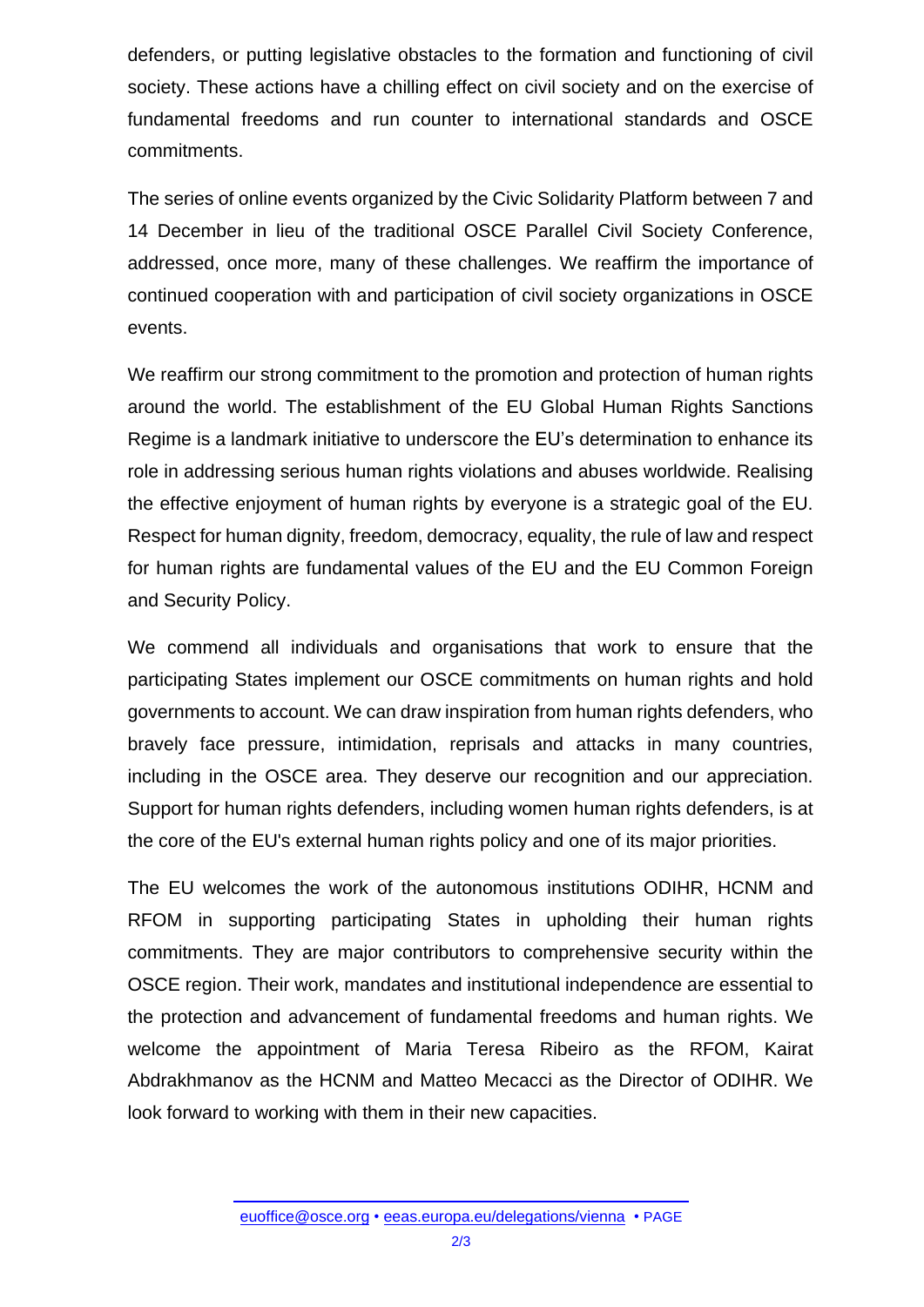defenders, or putting legislative obstacles to the formation and functioning of civil society. These actions have a chilling effect on civil society and on the exercise of fundamental freedoms and run counter to international standards and OSCE commitments.

The series of online events organized by the Civic Solidarity Platform between 7 and 14 December in lieu of the traditional OSCE Parallel Civil Society Conference, addressed, once more, many of these challenges. We reaffirm the importance of continued cooperation with and participation of civil society organizations in OSCE events.

We reaffirm our strong commitment to the promotion and protection of human rights around the world. The establishment of the EU Global Human Rights Sanctions Regime is a landmark initiative to underscore the EU's determination to enhance its role in addressing serious human rights violations and abuses worldwide. Realising the effective enjoyment of human rights by everyone is a strategic goal of the EU. Respect for human dignity, freedom, democracy, equality, the rule of law and respect for human rights are fundamental values of the EU and the EU Common Foreign and Security Policy.

We commend all individuals and organisations that work to ensure that the participating States implement our OSCE commitments on human rights and hold governments to account. We can draw inspiration from human rights defenders, who bravely face pressure, intimidation, reprisals and attacks in many countries, including in the OSCE area. They deserve our recognition and our appreciation. Support for human rights defenders, including women human rights defenders, is at the core of the EU's external human rights policy and one of its major priorities.

The EU welcomes the work of the autonomous institutions ODIHR, HCNM and RFOM in supporting participating States in upholding their human rights commitments. They are major contributors to comprehensive security within the OSCE region. Their work, mandates and institutional independence are essential to the protection and advancement of fundamental freedoms and human rights. We welcome the appointment of Maria Teresa Ribeiro as the RFOM, Kairat Abdrakhmanov as the HCNM and Matteo Mecacci as the Director of ODIHR. We look forward to working with them in their new capacities.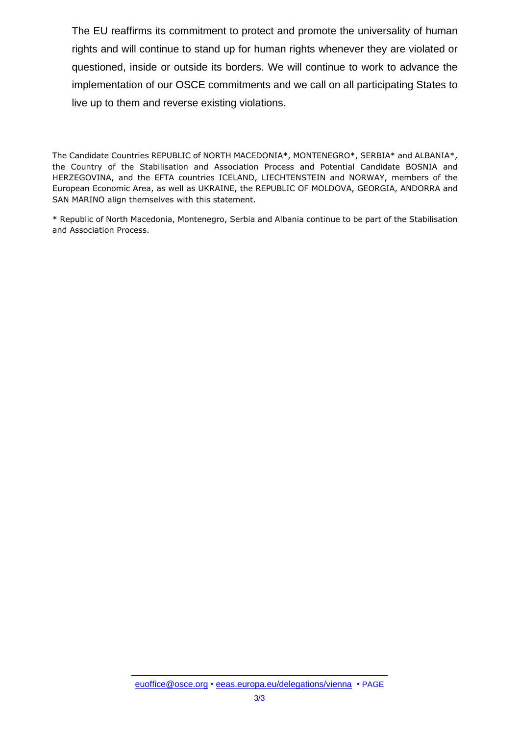The EU reaffirms its commitment to protect and promote the universality of human rights and will continue to stand up for human rights whenever they are violated or questioned, inside or outside its borders. We will continue to work to advance the implementation of our OSCE commitments and we call on all participating States to live up to them and reverse existing violations.

The Candidate Countries REPUBLIC of NORTH MACEDONIA*, MONTENEGRO*, SERBIA* and ALBANIA*, the Country of the Stabilisation and Association Process and Potential Candidate BOSNIA and HERZEGOVINA, and the EFTA countries ICELAND, LIECHTENSTEIN and NORWAY, members of the European Economic Area, as well as UKRAINE, the REPUBLIC OF MOLDOVA, GEORGIA, ANDORRA and SAN MARINO align themselves with this statement.

* Republic of North Macedonia, Montenegro, Serbia and Albania continue to be part of the Stabilisation and Association Process.